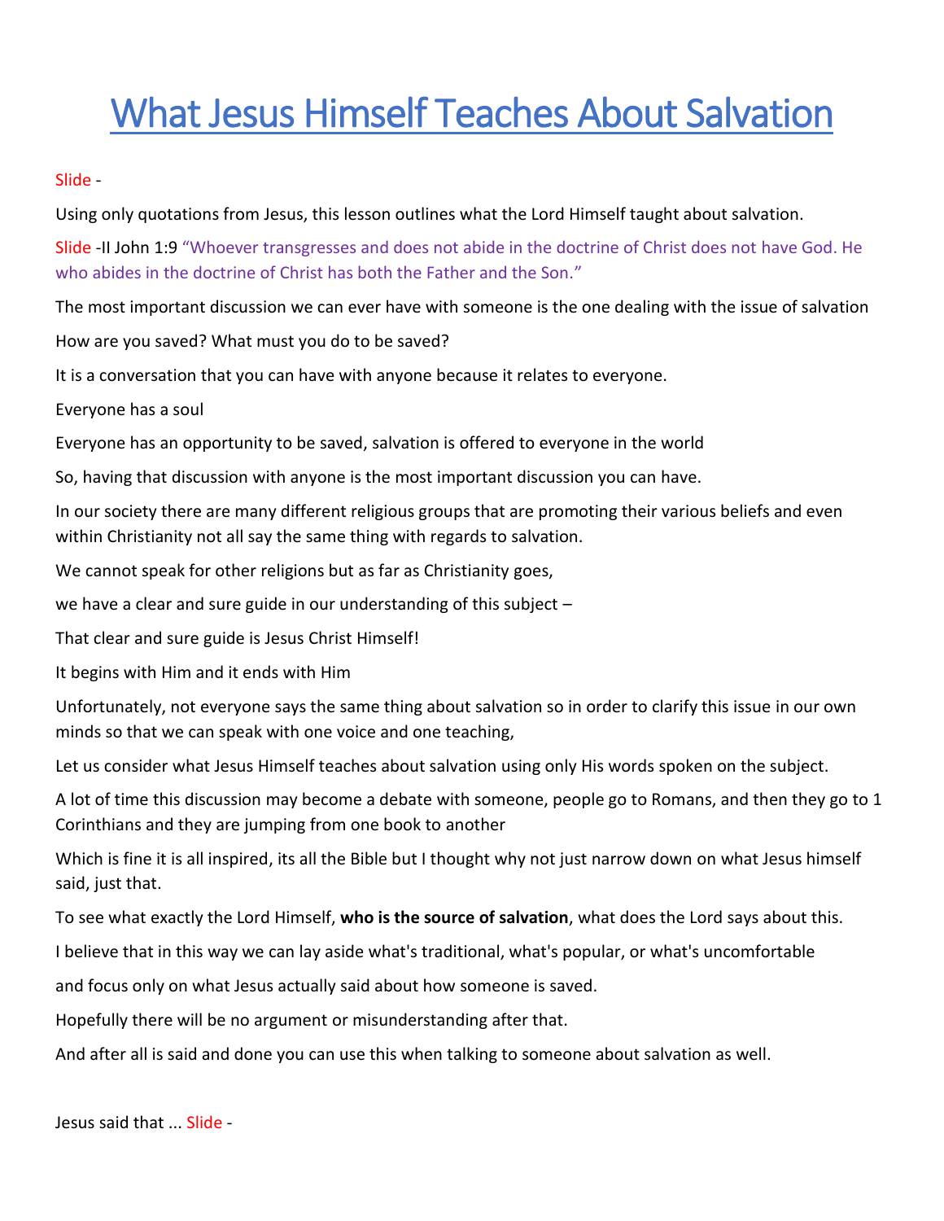# What Jesus Himself Teaches About Salvation

Slide -

Using only quotations from Jesus, this lesson outlines what the Lord Himself taught about salvation.

Slide -II John 1:9 "Whoever transgresses and does not abide in the doctrine of Christ does not have God. He who abides in the doctrine of Christ has both the Father and the Son."

The most important discussion we can ever have with someone is the one dealing with the issue of salvation

How are you saved? What must you do to be saved?

It is a conversation that you can have with anyone because it relates to everyone.

Everyone has a soul

Everyone has an opportunity to be saved, salvation is offered to everyone in the world

So, having that discussion with anyone is the most important discussion you can have.

In our society there are many different religious groups that are promoting their various beliefs and even within Christianity not all say the same thing with regards to salvation.

We cannot speak for other religions but as far as Christianity goes,

we have a clear and sure guide in our understanding of this subject –

That clear and sure guide is Jesus Christ Himself!

It begins with Him and it ends with Him

Unfortunately, not everyone says the same thing about salvation so in order to clarify this issue in our own minds so that we can speak with one voice and one teaching,

Let us consider what Jesus Himself teaches about salvation using only His words spoken on the subject.

A lot of time this discussion may become a debate with someone, people go to Romans, and then they go to 1 Corinthians and they are jumping from one book to another

Which is fine it is all inspired, its all the Bible but I thought why not just narrow down on what Jesus himself said, just that.

To see what exactly the Lord Himself, **who is the source of salvation**, what does the Lord says about this.

I believe that in this way we can lay aside what's traditional, what's popular, or what's uncomfortable

and focus only on what Jesus actually said about how someone is saved.

Hopefully there will be no argument or misunderstanding after that.

And after all is said and done you can use this when talking to someone about salvation as well.

Jesus said that ... Slide -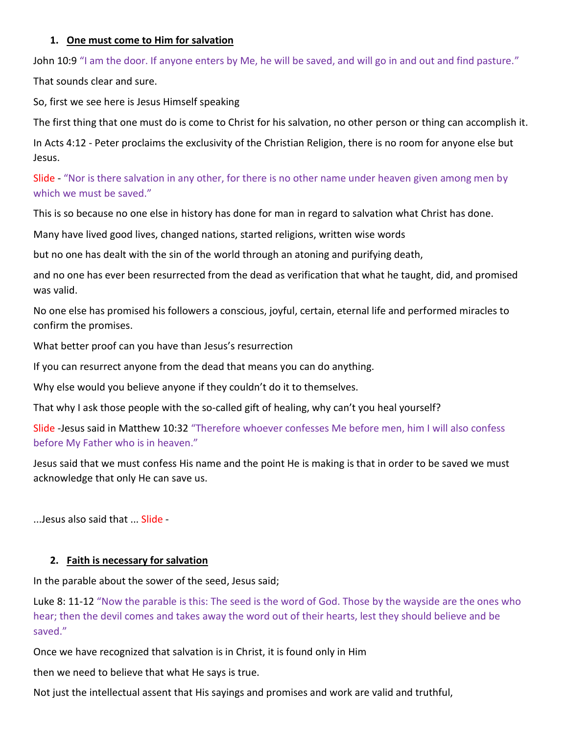1. **One must come to Him for salvation**

John 10:9 "I am the door. If anyone enters by Me, he will be saved, and will go in and out and find pasture."

That sounds clear and sure.

So, first we see here is Jesus Himself speaking

The first thing that one must do is come to Christ for his salvation, no other person or thing can accomplish it.

In Acts 4:12 - Peter proclaims the exclusivity of the Christian Religion, there is no room for anyone else but Jesus.

Slide - "Nor is there salvation in any other, for there is no other name under heaven given among men by which we must be saved."

This is so because no one else in history has done for man in regard to salvation what Christ has done.

Many have lived good lives, changed nations, started religions, written wise words

but no one has dealt with the sin of the world through an atoning and purifying death,

and no one has ever been resurrected from the dead as verification that what he taught, did, and promised was valid.

No one else has promised his followers a conscious, joyful, certain, eternal life and performed miracles to confirm the promises.

What better proof can you have than Jesus's resurrection

If you can resurrect anyone from the dead that means you can do anything.

Why else would you believe anyone if they couldn't do it to themselves.

That why I ask those people with the so-called gift of healing, why can't you heal yourself?

Slide -Jesus said in Matthew 10:32 "Therefore whoever confesses Me before men, him I will also confess before My Father who is in heaven."

Jesus said that we must confess His name and the point He is making is that in order to be saved we must acknowledge that only He can save us.

...Jesus also said that ... Slide -

2. **Faith is necessary for salvation**

In the parable about the sower of the seed, Jesus said;

Luke 8: 11-12 "Now the parable is this: The seed is the word of God. Those by the wayside are the ones who hear; then the devil comes and takes away the word out of their hearts, lest they should believe and be saved."

Once we have recognized that salvation is in Christ, it is found only in Him

then we need to believe that what He says is true.

Not just the intellectual assent that His sayings and promises and work are valid and truthful,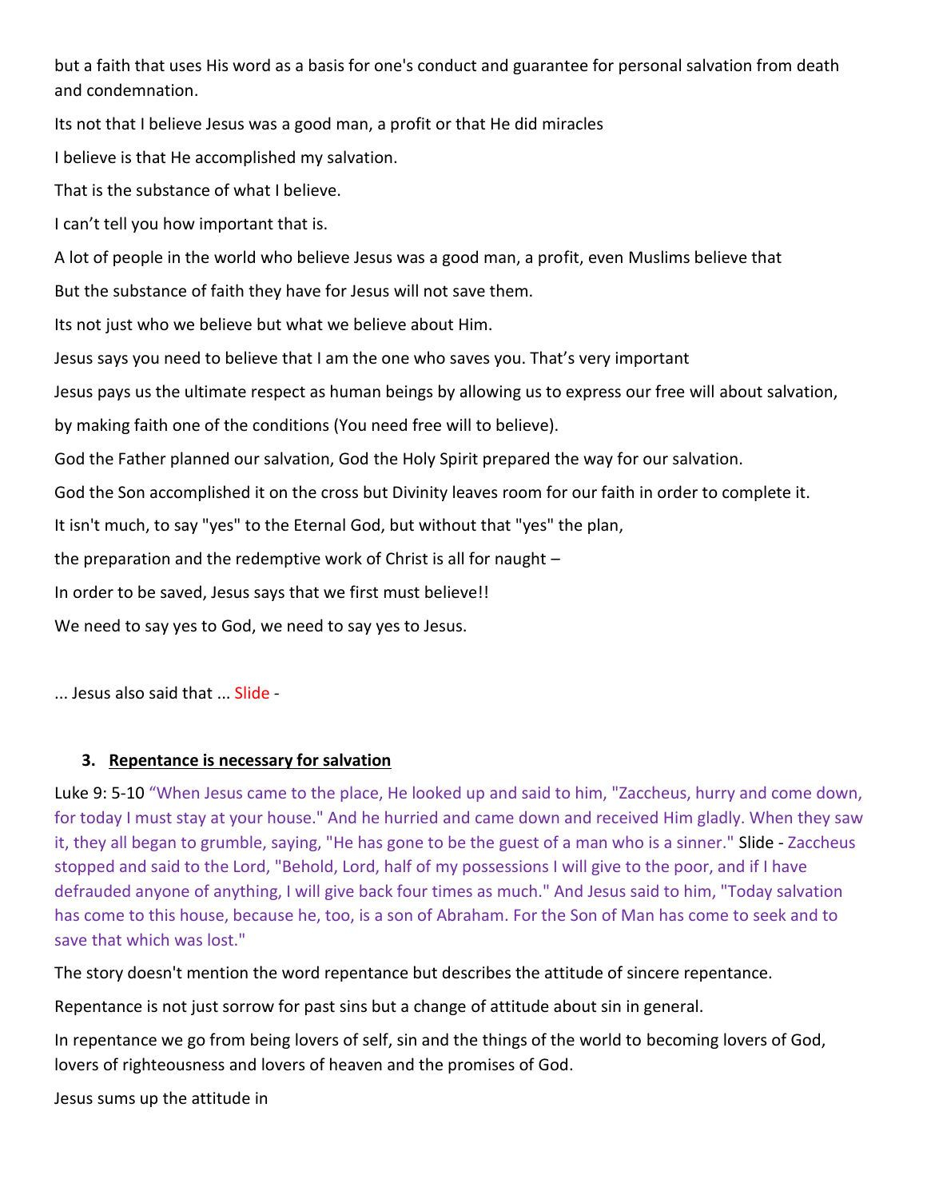but a faith that uses His word as a basis for one's conduct and guarantee for personal salvation from death and condemnation.

Its not that I believe Jesus was a good man, a profit or that He did miracles

I believe is that He accomplished my salvation.

That is the substance of what I believe.

I can't tell you how important that is.

A lot of people in the world who believe Jesus was a good man, a profit, even Muslims believe that

But the substance of faith they have for Jesus will not save them.

Its not just who we believe but what we believe about Him.

Jesus says you need to believe that I am the one who saves you. That's very important

Jesus pays us the ultimate respect as human beings by allowing us to express our free will about salvation,

by making faith one of the conditions (You need free will to believe).

God the Father planned our salvation, God the Holy Spirit prepared the way for our salvation.

God the Son accomplished it on the cross but Divinity leaves room for our faith in order to complete it.

It isn't much, to say "yes" to the Eternal God, but without that "yes" the plan,

the preparation and the redemptive work of Christ is all for naught –

In order to be saved, Jesus says that we first must believe!!

We need to say yes to God, we need to say yes to Jesus.

... Jesus also said that ... Slide -

3. **<u>Repentance is necessary for salvation</u>**

Luke 9: 5-10 "When Jesus came to the place, He looked up and said to him, "Zaccheus, hurry and come down, for today I must stay at your house." And he hurried and came down and received Him gladly. When they saw it, they all began to grumble, saying, "He has gone to be the guest of a man who is a sinner." Slide - Zaccheus stopped and said to the Lord, "Behold, Lord, half of my possessions I will give to the poor, and if I have defrauded anyone of anything, I will give back four times as much." And Jesus said to him, "Today salvation has come to this house, because he, too, is a son of Abraham. For the Son of Man has come to seek and to save that which was lost."

The story doesn't mention the word repentance but describes the attitude of sincere repentance.

Repentance is not just sorrow for past sins but a change of attitude about sin in general.

In repentance we go from being lovers of self, sin and the things of the world to becoming lovers of God, lovers of righteousness and lovers of heaven and the promises of God.

Jesus sums up the attitude in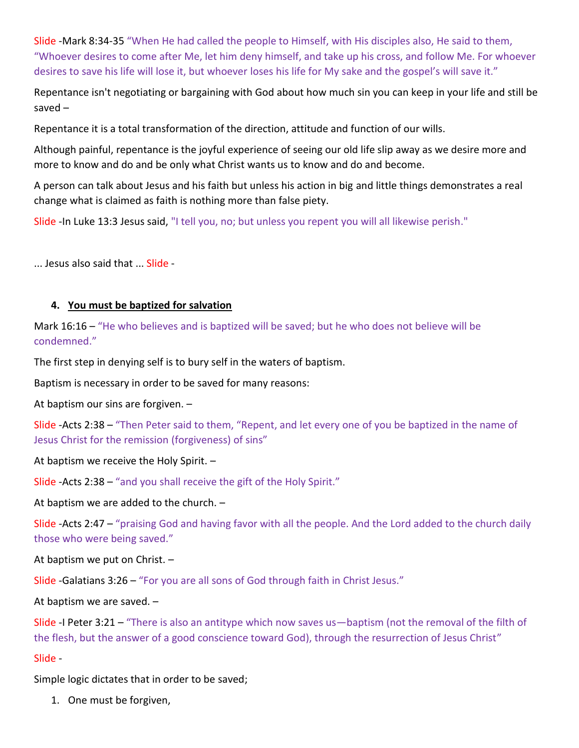Slide -Mark 8:34-35 “When He had called the people to Himself, with His disciples also, He said to them, “Whoever desires to come after Me, let him deny himself, and take up his cross, and follow Me. For whoever desires to save his life will lose it, but whoever loses his life for My sake and the gospel’s will save it.”

Repentance isn't negotiating or bargaining with God about how much sin you can keep in your life and still be saved –

Repentance it is a total transformation of the direction, attitude and function of our wills.

Although painful, repentance is the joyful experience of seeing our old life slip away as we desire more and more to know and do and be only what Christ wants us to know and do and become.

A person can talk about Jesus and his faith but unless his action in big and little things demonstrates a real change what is claimed as faith is nothing more than false piety.

Slide -In Luke 13:3 Jesus said, "I tell you, no; but unless you repent you will all likewise perish."

... Jesus also said that ... Slide -

4. **<u>You must be baptized for salvation</u>**

Mark 16:16 – “He who believes and is baptized will be saved; but he who does not believe will be condemned.”

The first step in denying self is to bury self in the waters of baptism.

Baptism is necessary in order to be saved for many reasons:

At baptism our sins are forgiven. –

Slide -Acts 2:38 – “Then Peter said to them, “Repent, and let every one of you be baptized in the name of Jesus Christ for the remission (forgiveness) of sins”

At baptism we receive the Holy Spirit. –

Slide -Acts 2:38 – “and you shall receive the gift of the Holy Spirit.”

At baptism we are added to the church. –

Slide -Acts 2:47 – “praising God and having favor with all the people. And the Lord added to the church daily those who were being saved.”

At baptism we put on Christ. –

Slide -Galatians 3:26 – “For you are all sons of God through faith in Christ Jesus.”

At baptism we are saved. –

Slide -I Peter 3:21 – “There is also an antitype which now saves us—baptism (not the removal of the filth of the flesh, but the answer of a good conscience toward God), through the resurrection of Jesus Christ”

Slide -

Simple logic dictates that in order to be saved;

1. One must be forgiven,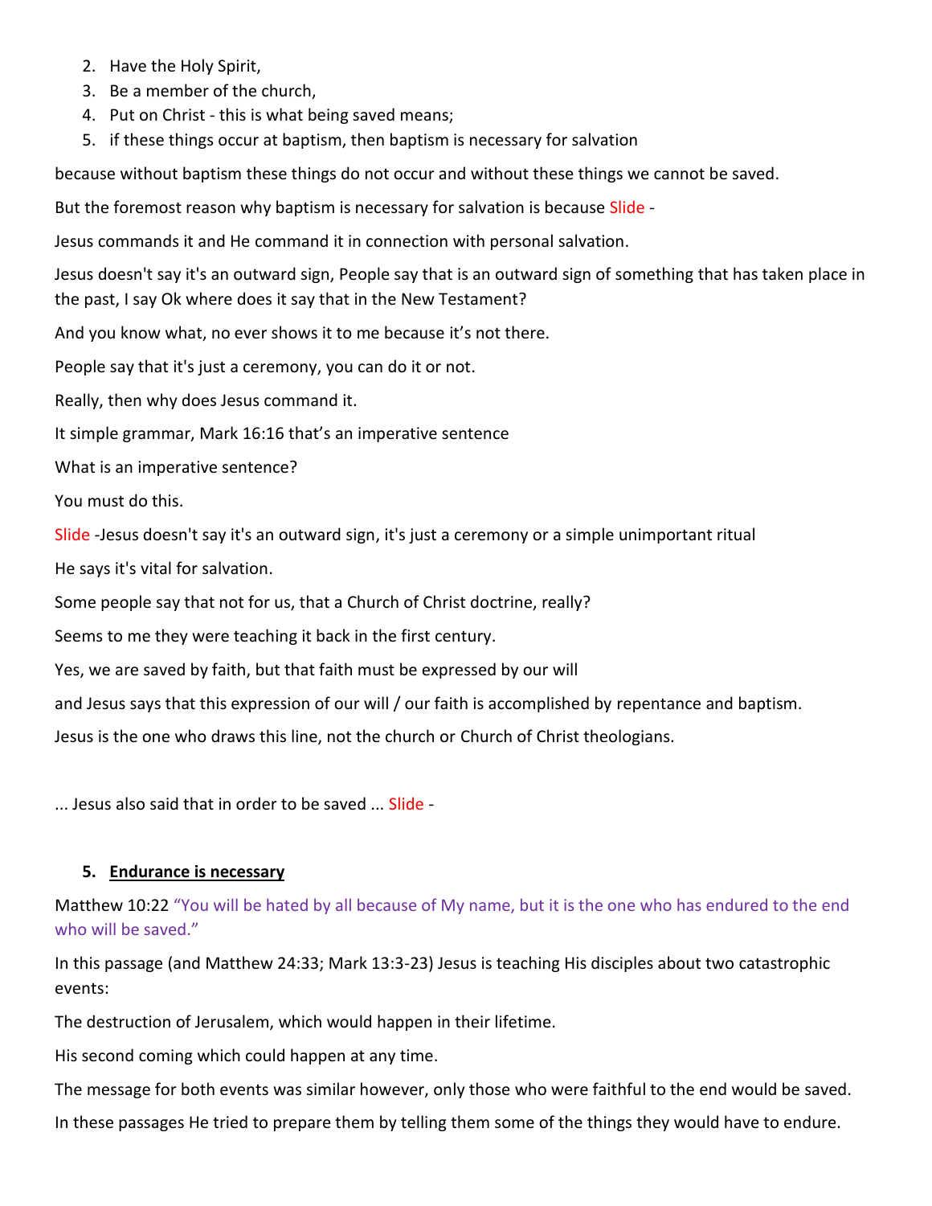2. Have the Holy Spirit,
3. Be a member of the church,
4. Put on Christ - this is what being saved means;
5. if these things occur at baptism, then baptism is necessary for salvation

because without baptism these things do not occur and without these things we cannot be saved.

But the foremost reason why baptism is necessary for salvation is because Slide -

Jesus commands it and He command it in connection with personal salvation.

Jesus doesn't say it's an outward sign, People say that is an outward sign of something that has taken place in the past, I say Ok where does it say that in the New Testament?

And you know what, no ever shows it to me because it's not there.

People say that it's just a ceremony, you can do it or not.

Really, then why does Jesus command it.

It simple grammar, Mark 16:16 that's an imperative sentence

What is an imperative sentence?

You must do this.

Slide -Jesus doesn't say it's an outward sign, it's just a ceremony or a simple unimportant ritual

He says it's vital for salvation.

Some people say that not for us, that a Church of Christ doctrine, really?

Seems to me they were teaching it back in the first century.

Yes, we are saved by faith, but that faith must be expressed by our will

and Jesus says that this expression of our will / our faith is accomplished by repentance and baptism.

Jesus is the one who draws this line, not the church or Church of Christ theologians.

... Jesus also said that in order to be saved ... Slide -

5. **Endurance is necessary**

Matthew 10:22 "You will be hated by all because of My name, but it is the one who has endured to the end who will be saved."

In this passage (and Matthew 24:33; Mark 13:3-23) Jesus is teaching His disciples about two catastrophic events:

The destruction of Jerusalem, which would happen in their lifetime.

His second coming which could happen at any time.

The message for both events was similar however, only those who were faithful to the end would be saved.

In these passages He tried to prepare them by telling them some of the things they would have to endure.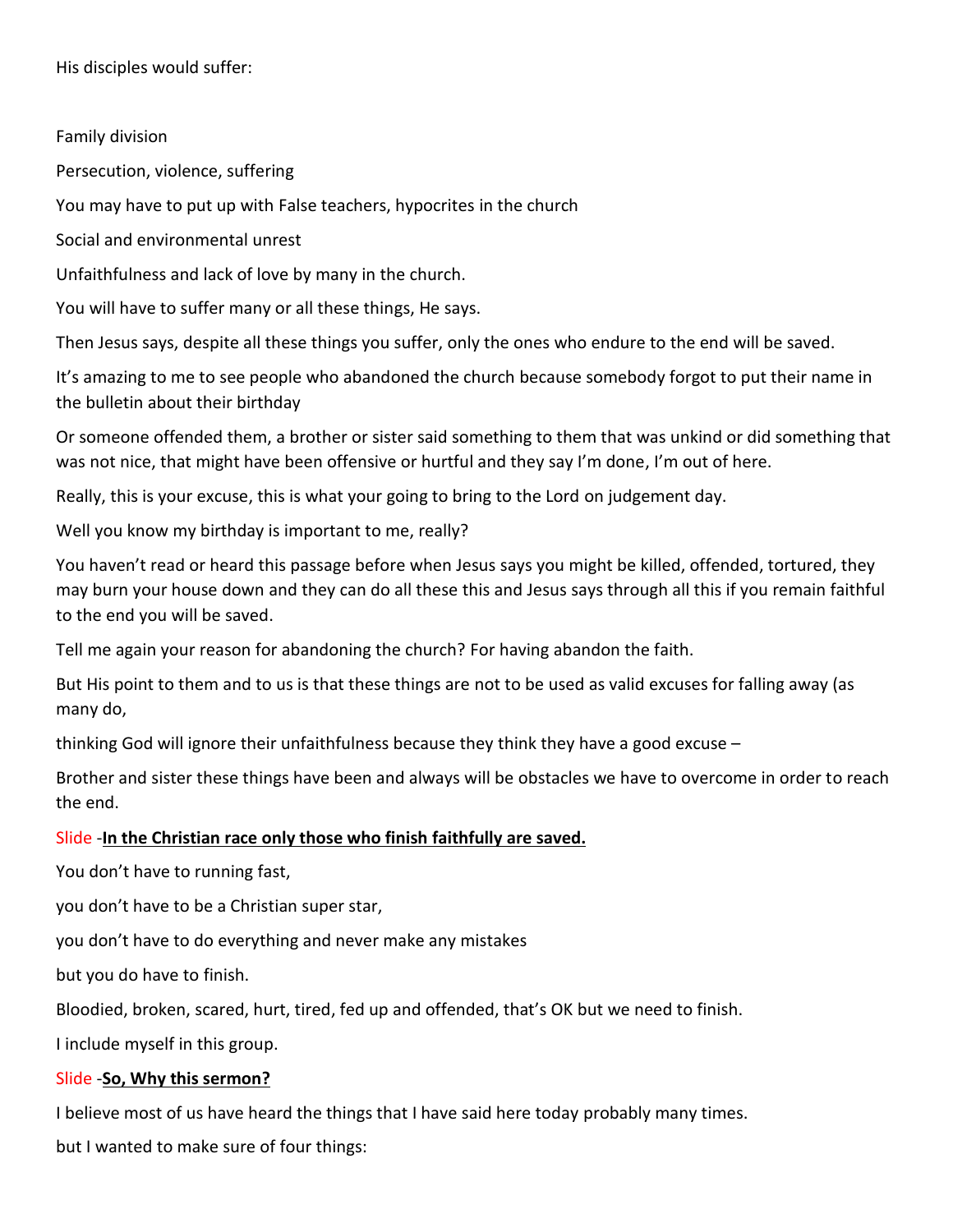His disciples would suffer:

Family division

Persecution, violence, suffering

You may have to put up with False teachers, hypocrites in the church

Social and environmental unrest

Unfaithfulness and lack of love by many in the church.

You will have to suffer many or all these things, He says.

Then Jesus says, despite all these things you suffer, only the ones who endure to the end will be saved.

It's amazing to me to see people who abandoned the church because somebody forgot to put their name in the bulletin about their birthday

Or someone offended them, a brother or sister said something to them that was unkind or did something that was not nice, that might have been offensive or hurtful and they say I'm done, I'm out of here.

Really, this is your excuse, this is what your going to bring to the Lord on judgement day.

Well you know my birthday is important to me, really?

You haven't read or heard this passage before when Jesus says you might be killed, offended, tortured, they may burn your house down and they can do all these this and Jesus says through all this if you remain faithful to the end you will be saved.

Tell me again your reason for abandoning the church? For having abandon the faith.

But His point to them and to us is that these things are not to be used as valid excuses for falling away (as many do,

thinking God will ignore their unfaithfulness because they think they have a good excuse –

Brother and sister these things have been and always will be obstacles we have to overcome in order to reach the end.

Slide -**<u>In the Christian race only those who finish faithfully are saved.</u>**

You don't have to running fast,

you don't have to be a Christian super star,

you don't have to do everything and never make any mistakes

but you do have to finish.

Bloodied, broken, scared, hurt, tired, fed up and offended, that's OK but we need to finish.

I include myself in this group.

Slide -**<u>So, Why this sermon?</u>**

I believe most of us have heard the things that I have said here today probably many times.

but I wanted to make sure of four things: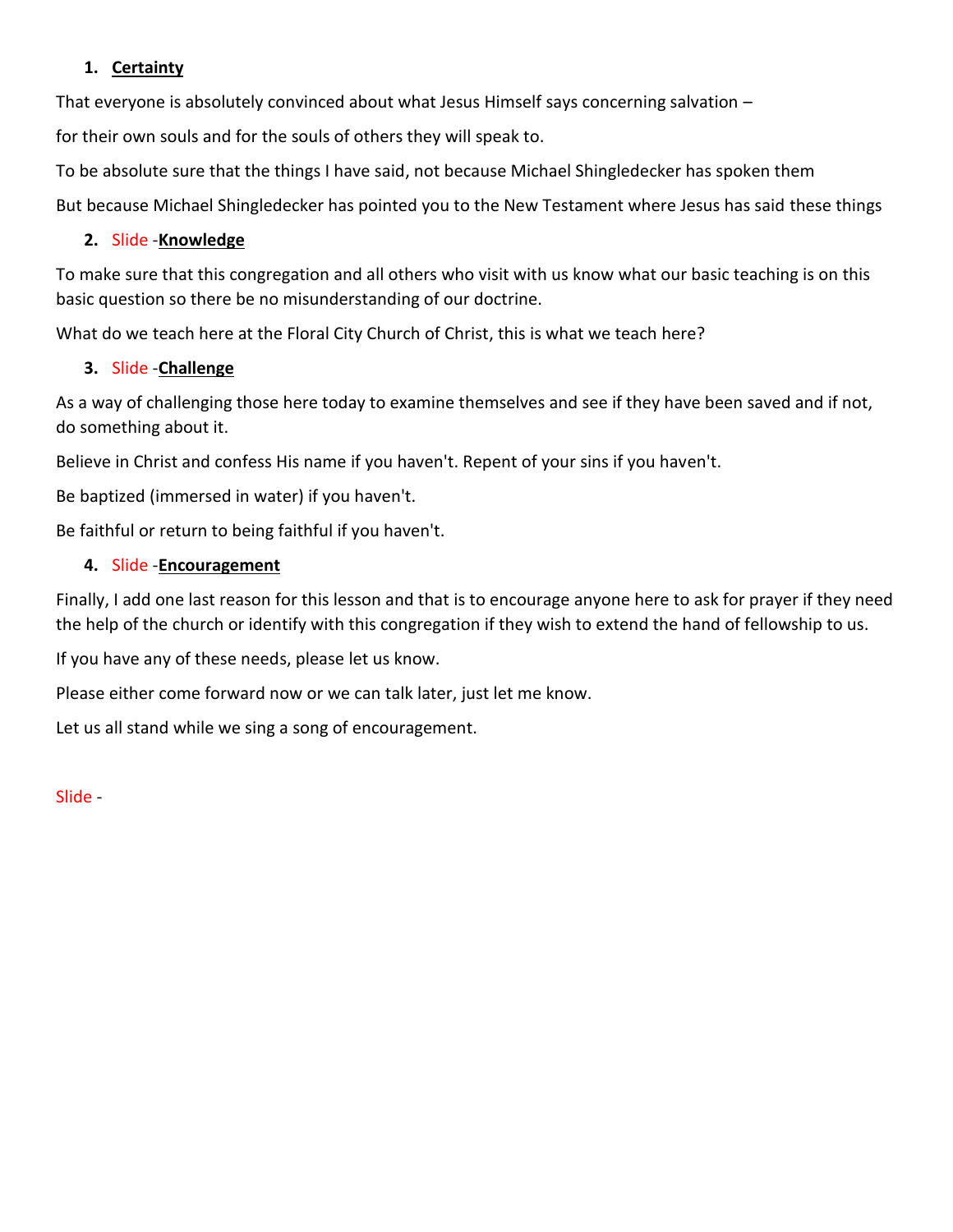1. **Certainty**

That everyone is absolutely convinced about what Jesus Himself says concerning salvation –

for their own souls and for the souls of others they will speak to.

To be absolute sure that the things I have said, not because Michael Shingledecker has spoken them

But because Michael Shingledecker has pointed you to the New Testament where Jesus has said these things

2. Slide -**Knowledge**

To make sure that this congregation and all others who visit with us know what our basic teaching is on this basic question so there be no misunderstanding of our doctrine.

What do we teach here at the Floral City Church of Christ, this is what we teach here?

3. Slide -**Challenge**

As a way of challenging those here today to examine themselves and see if they have been saved and if not, do something about it.

Believe in Christ and confess His name if you haven't. Repent of your sins if you haven't.

Be baptized (immersed in water) if you haven't.

Be faithful or return to being faithful if you haven't.

4. Slide -**Encouragement**

Finally, I add one last reason for this lesson and that is to encourage anyone here to ask for prayer if they need the help of the church or identify with this congregation if they wish to extend the hand of fellowship to us.

If you have any of these needs, please let us know.

Please either come forward now or we can talk later, just let me know.

Let us all stand while we sing a song of encouragement.

Slide -